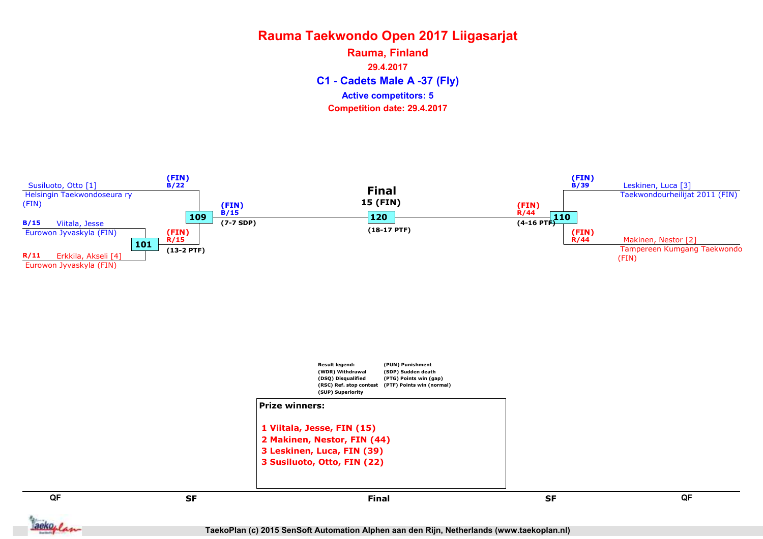# Rauma Taekwondo Open 2017 Liigasarjat

## Rauma, Finland

**29.4.2017**

## C1 - Cadets Male A -37 (Fly)

**Active competitors: 5**

**Competition date: 29.4.2017**

Susiluoto, Otto [1]
Helsingin Taekwondoseura ry (FIN)

B/15 Viitala, Jesse
Eurowon Jyvaskyla (FIN)

R/11 Erkkila, Akseli [4]
Eurowon Jyvaskyla (FIN)

101 — (FIN) R/15 (13-2 PTF)

109 — (FIN) B/22; (FIN) B/15 (7-7 SDP)

**Final**
**15 (FIN)**
120 (18-17 PTF)

110 — (FIN) B/39; (FIN) R/44 (4-16 PTF); (FIN) R/44

Leskinen, Luca [3]
Taekwondourheilijat 2011 (FIN)

Makinen, Nestor [2]
Tampereen Kumgang Taekwondo (FIN)

Result legend:
(WDR) Withdrawal
(DSQ) Disqualified
(RSC) Ref. stop contest
(SUP) Superiority
(PUN) Punishment
(SDP) Sudden death
(PTG) Points win (gap)
(PTF) Points win (normal)

**Prize winners:**

1 Viitala, Jesse, FIN (15)
2 Makinen, Nestor, FIN (44)
3 Leskinen, Luca, FIN (39)
3 Susiluoto, Otto, FIN (22)

QF | SF | Final | SF | QF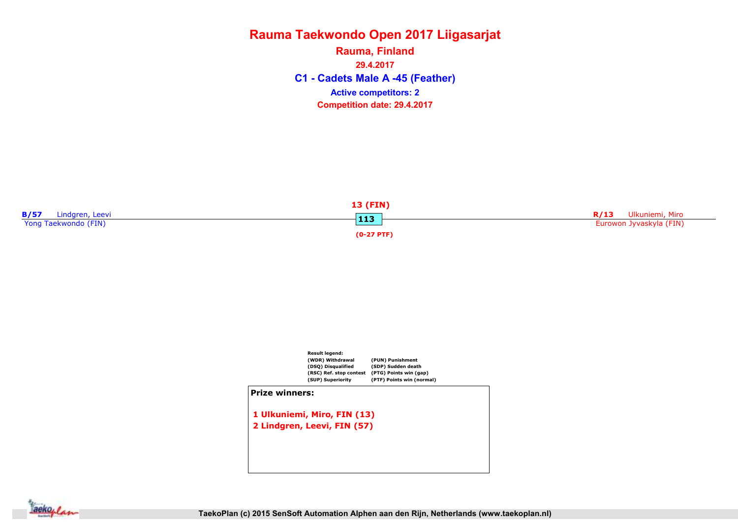# Rauma Taekwondo Open 2017 Liigasarjat

## Rauma, Finland

29.4.2017

## C1 - Cadets Male A -45 (Feather)

**Active competitors: 2**

**Competition date: 29.4.2017**

**B/57** Lindgren, Leevi
Yong Taekwondo (FIN)

**13 (FIN)**

**113**

**(0-27 PTF)**

**R/13** Ulkuniemi, Miro
Eurowon Jyvaskyla (FIN)

**Result legend:**

| | |
|---|---|
| (WDR) Withdrawal | (PUN) Punishment |
| (DSQ) Disqualified | (SDP) Sudden death |
| (RSC) Ref. stop contest | (PTG) Points win (gap) |
| (SUP) Superiority | (PTF) Points win (normal) |

**Prize winners:**

1 Ulkuniemi, Miro, FIN (13)
2 Lindgren, Leevi, FIN (57)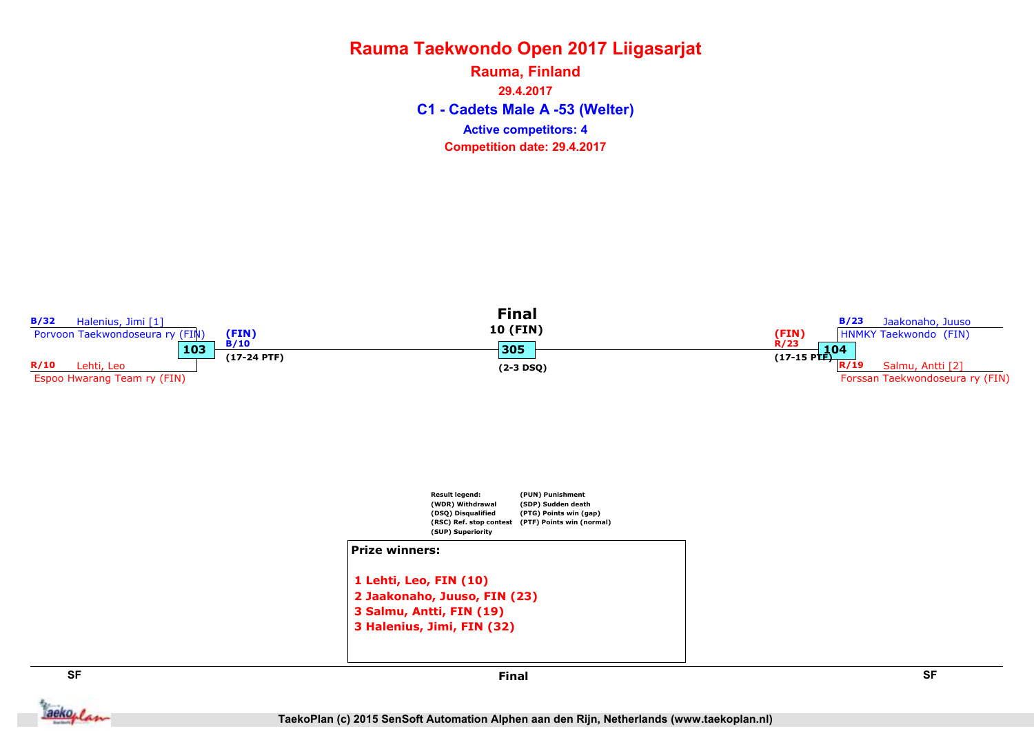# Rauma Taekwondo Open 2017 Liigasarjat

## Rauma, Finland

**29.4.2017**

## C1 - Cadets Male A -53 (Welter)

**Active competitors: 4**

**Competition date: 29.4.2017**

### SF

**Match 103**

- B/32 Halenius, Jimi [1] — Porvoon Taekwondoseura ry (FIN)
- R/10 Lehti, Leo — Espoo Hwarang Team ry (FIN)

Winner: (FIN) B/10 (17-24 PTF)

**Match 104**

- B/23 Jaakonaho, Juuso — HNMKY Taekwondo (FIN)
- R/19 Salmu, Antti [2] — Forssan Taekwondoseura ry (FIN)

Winner: (FIN) R/23 (17-15 PTF)

### Final

**Match 305**

Winner: 10 (FIN) (2-3 DSQ)

**Result legend:**

- (WDR) Withdrawal
- (DSQ) Disqualified
- (RSC) Ref. stop contest
- (SUP) Superiority
- (PUN) Punishment
- (SDP) Sudden death
- (PTG) Points win (gap)
- (PTF) Points win (normal)

**Prize winners:**

1 Lehti, Leo, FIN (10)
2 Jaakonaho, Juuso, FIN (23)
3 Salmu, Antti, FIN (19)
3 Halenius, Jimi, FIN (32)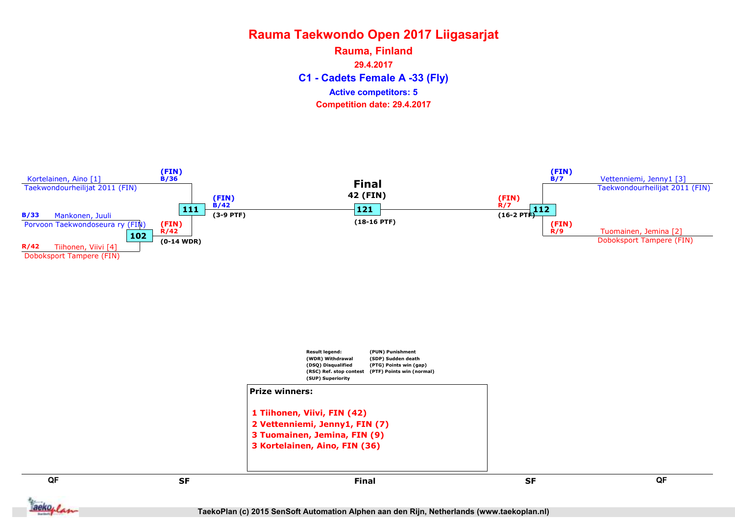# Rauma Taekwondo Open 2017 Liigasarjat

## Rauma, Finland

**29.4.2017**

## C1 - Cadets Female A -33 (Fly)

**Active competitors: 5**

**Competition date: 29.4.2017**

### QF

- Kortelainen, Aino [1] – Taekwondourheilijat 2011 (FIN)
- B/33 Mankonen, Juuli – Porvoon Taekwondoseura ry (FIN)
- R/42 Tiihonen, Viivi [4] – Doboksport Tampere (FIN)

**102**: (FIN) R/42 (0-14 WDR)

### SF

**111**: (FIN) B/36 vs (FIN) R/42 → (FIN) B/42 (3-9 PTF)

**112**: (FIN) B/7 vs (FIN) R/9 → (FIN) R/7 (16-2 PTF)

### Final

**121** – 42 (FIN) (18-16 PTF)

### SF / QF (right side)

- Vettenniemi, Jenny1 [3] – Taekwondourheilijat 2011 (FIN)
- Tuomainen, Jemina [2] – Doboksport Tampere (FIN)

Result legend:
(WDR) Withdrawal
(DSQ) Disqualified
(RSC) Ref. stop contest
(SUP) Superiority
(PUN) Punishment
(SDP) Sudden death
(PTG) Points win (gap)
(PTF) Points win (normal)

**Prize winners:**

1 Tiihonen, Viivi, FIN (42)
2 Vettenniemi, Jenny1, FIN (7)
3 Tuomainen, Jemina, FIN (9)
3 Kortelainen, Aino, FIN (36)

QF SF Final SF QF

TaekoPlan (c) 2015 SenSoft Automation Alphen aan den Rijn, Netherlands (www.taekoplan.nl)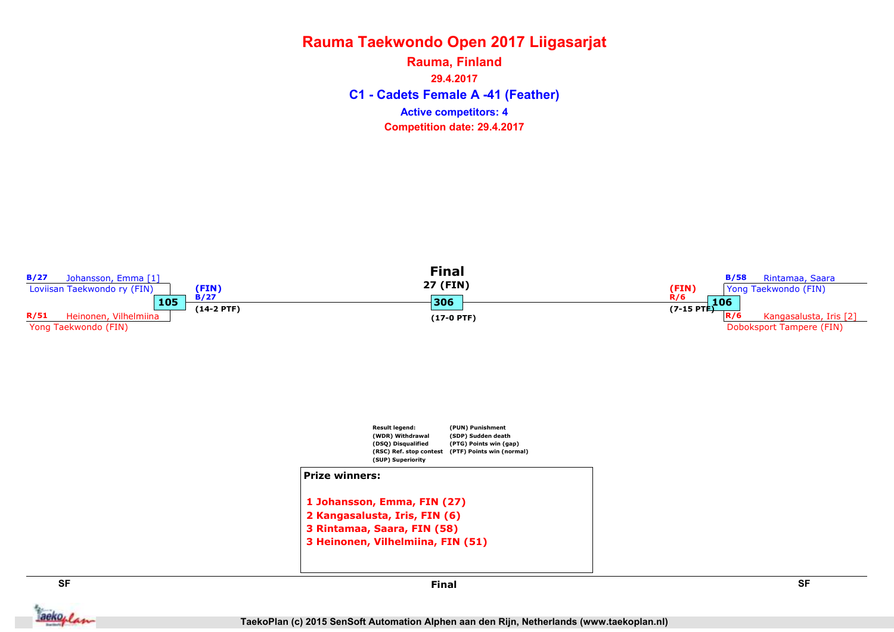# Rauma Taekwondo Open 2017 Liigasarjat

## Rauma, Finland

**29.4.2017**

## C1 - Cadets Female A -41 (Feather)

**Active competitors: 4**

**Competition date: 29.4.2017**

### SF

**Match 105**

- B/27 Johansson, Emma [1] — Loviisan Taekwondo ry (FIN)
- R/51 Heinonen, Vilhelmiina — Yong Taekwondo (FIN)

Winner: (FIN) B/27 (14-2 PTF)

**Match 106**

- B/58 Rintamaa, Saara — Yong Taekwondo (FIN)
- R/6 Kangasalusta, Iris [2] — Doboksport Tampere (FIN)

Winner: (FIN) R/6 (7-15 PTF)

### Final

**Match 306**

Winner: 27 (FIN) (17-0 PTF)

Result legend:
(WDR) Withdrawal
(DSQ) Disqualified
(RSC) Ref. stop contest
(SUP) Superiority
(PUN) Punishment
(SDP) Sudden death
(PTG) Points win (gap)
(PTF) Points win (normal)

**Prize winners:**

1 Johansson, Emma, FIN (27)
2 Kangasalusta, Iris, FIN (6)
3 Rintamaa, Saara, FIN (58)
3 Heinonen, Vilhelmiina, FIN (51)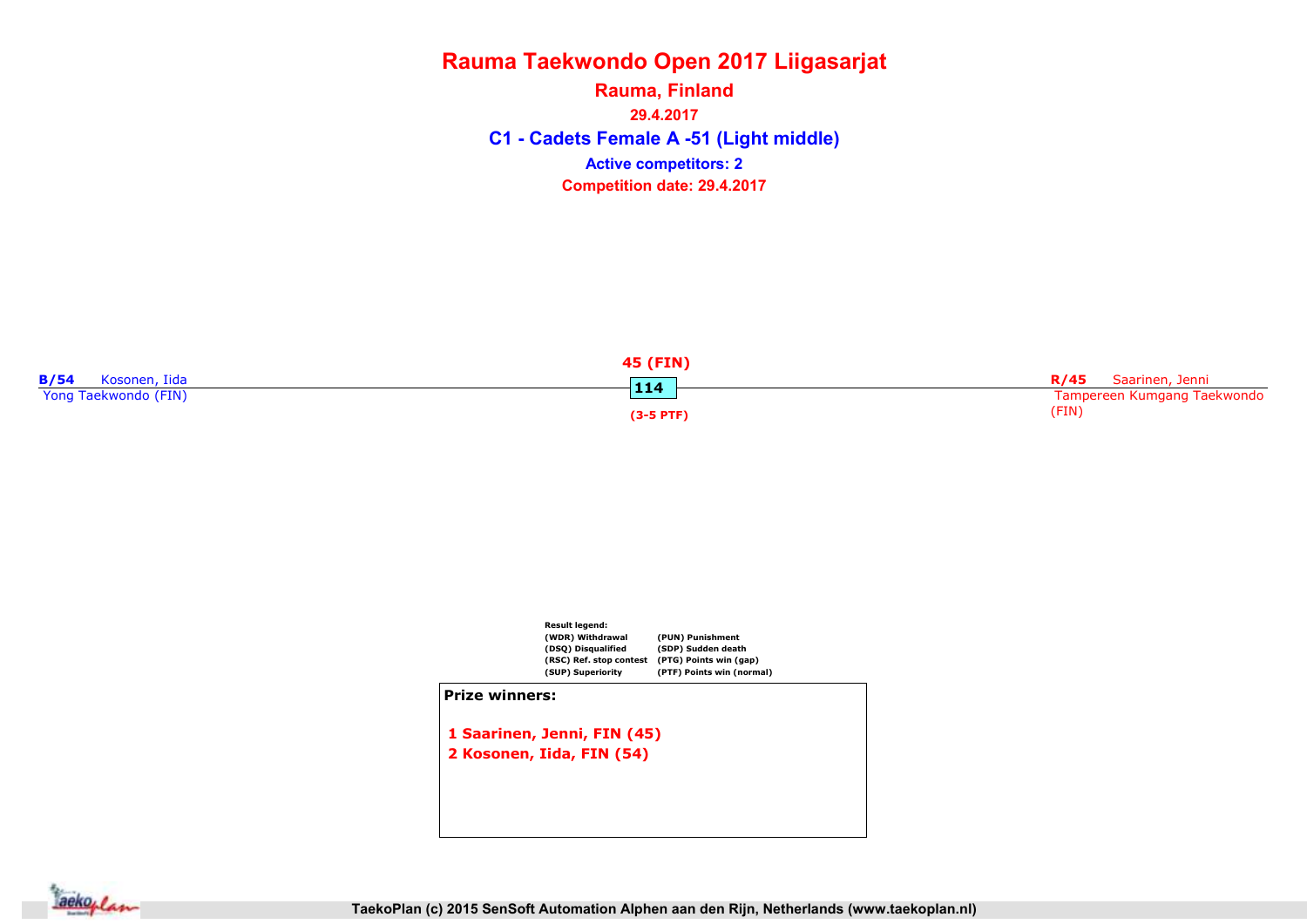# Rauma Taekwondo Open 2017 Liigasarjat

**Rauma, Finland**

**29.4.2017**

## C1 - Cadets Female A -51 (Light middle)

**Active competitors: 2**

**Competition date: 29.4.2017**

**B/54** Kosonen, Iida
Yong Taekwondo (FIN)

**45 (FIN)**

**114**

**(3-5 PTF)**

**R/45** Saarinen, Jenni
Tampereen Kumgang Taekwondo (FIN)

**Result legend:**

| | |
|---|---|
| (WDR) Withdrawal | (PUN) Punishment |
| (DSQ) Disqualified | (SDP) Sudden death |
| (RSC) Ref. stop contest | (PTG) Points win (gap) |
| (SUP) Superiority | (PTF) Points win (normal) |

**Prize winners:**

1 Saarinen, Jenni, FIN (45)
2 Kosonen, Iida, FIN (54)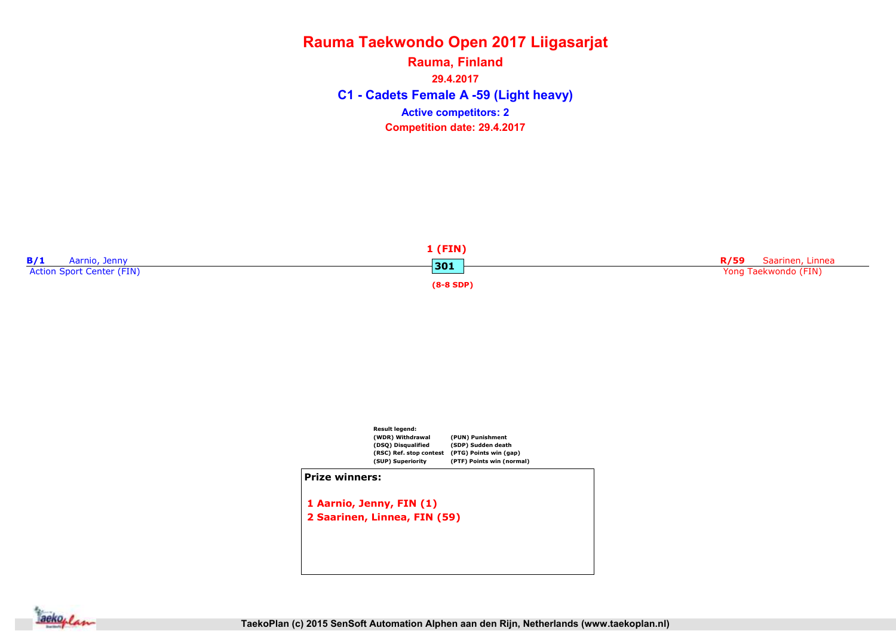# Rauma Taekwondo Open 2017 Liigasarjat

## Rauma, Finland

29.4.2017

### C1 - Cadets Female A -59 (Light heavy)

**Active competitors: 2**

**Competition date: 29.4.2017**

**B/1** Aarnio, Jenny
Action Sport Center (FIN)

**1 (FIN)**
**301**
**(8-8 SDP)**

**R/59** Saarinen, Linnea
Yong Taekwondo (FIN)

**Result legend:**

| | |
|---|---|
| (WDR) Withdrawal | (PUN) Punishment |
| (DSQ) Disqualified | (SDP) Sudden death |
| (RSC) Ref. stop contest | (PTG) Points win (gap) |
| (SUP) Superiority | (PTF) Points win (normal) |

**Prize winners:**

1 Aarnio, Jenny, FIN (1)
2 Saarinen, Linnea, FIN (59)

TaekoPlan (c) 2015 SenSoft Automation Alphen aan den Rijn, Netherlands (www.taekoplan.nl)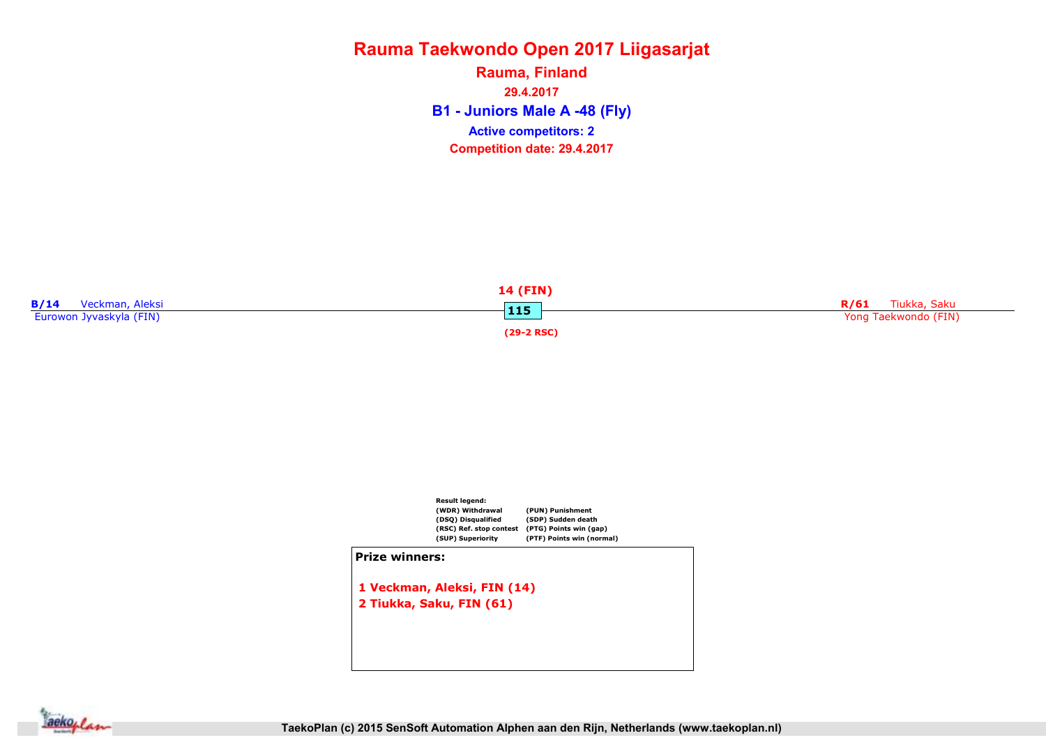# Rauma Taekwondo Open 2017 Liigasarjat

## Rauma, Finland

29.4.2017

### B1 - Juniors Male A -48 (Fly)

**Active competitors: 2**

**Competition date: 29.4.2017**

**B/14** Veckman, Aleksi
Eurowon Jyvaskyla (FIN)

**14 (FIN)**

**115**

**(29-2 RSC)**

**R/61** Tiukka, Saku
Yong Taekwondo (FIN)

**Result legend:**

| | |
|---|---|
| (WDR) Withdrawal | (PUN) Punishment |
| (DSQ) Disqualified | (SDP) Sudden death |
| (RSC) Ref. stop contest | (PTG) Points win (gap) |
| (SUP) Superiority | (PTF) Points win (normal) |

**Prize winners:**

1 Veckman, Aleksi, FIN (14)
2 Tiukka, Saku, FIN (61)

TaekoPlan (c) 2015 SenSoft Automation Alphen aan den Rijn, Netherlands (www.taekoplan.nl)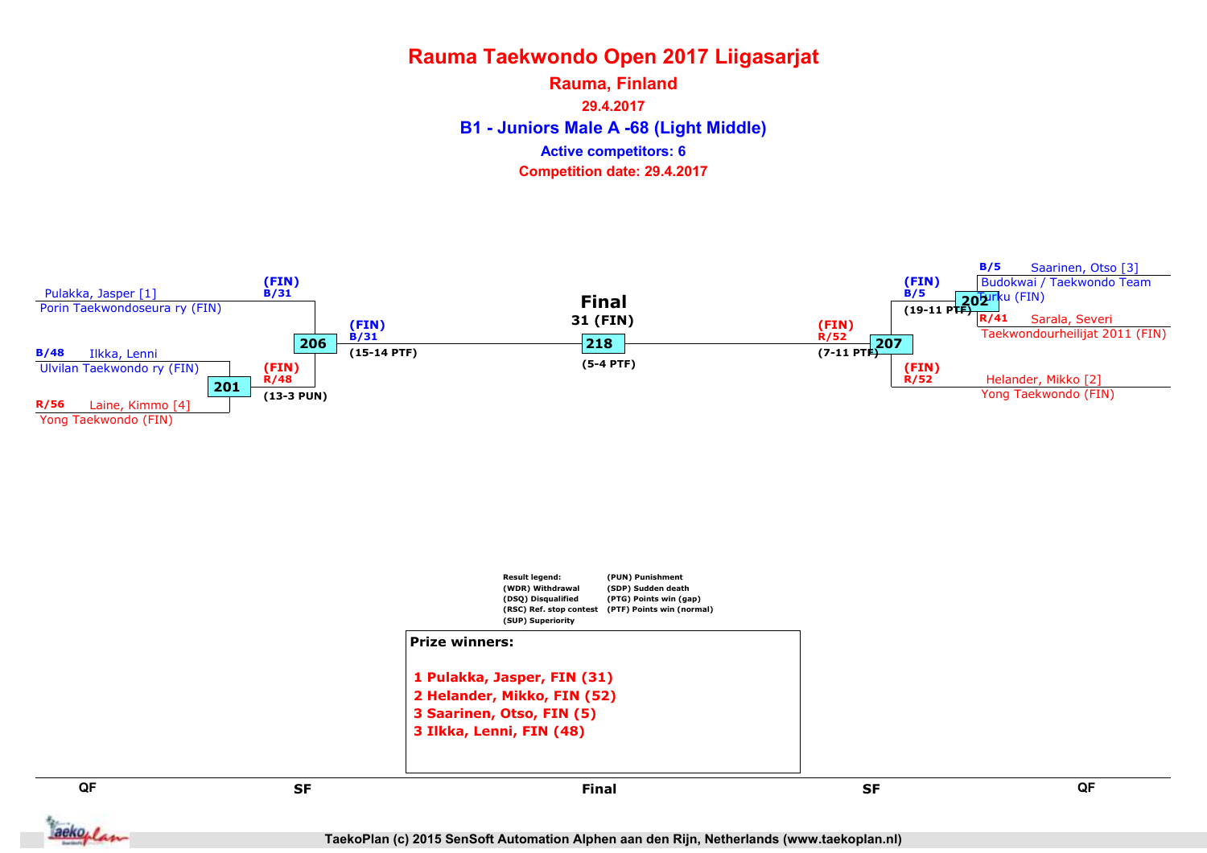# Rauma Taekwondo Open 2017 Liigasarjat

## Rauma, Finland

29.4.2017

## B1 - Juniors Male A -68 (Light Middle)

**Active competitors: 6**

**Competition date: 29.4.2017**

**Final**

**31 (FIN)**

218 (5-4 PTF)

Pulakka, Jasper [1]
Porin Taekwondoseura ry (FIN)

B/48 Ilkka, Lenni
Ulvilan Taekwondo ry (FIN)

R/56 Laine, Kimmo [4]
Yong Taekwondo (FIN)

201: (FIN) R/48 (13-3 PUN)

206: (FIN) B/31 (15-14 PTF)

B/5 Saarinen, Otso [3]
Budokwai / Taekwondo Team Turku (FIN)

R/41 Sarala, Severi
Taekwondourheilijat 2011 (FIN)

Helander, Mikko [2]
Yong Taekwondo (FIN)

202: (FIN) B/5 (19-11 PTF)

207: (FIN) R/52 (7-11 PTF)

Result legend:
(WDR) Withdrawal
(DSQ) Disqualified
(RSC) Ref. stop contest
(SUP) Superiority
(PUN) Punishment
(SDP) Sudden death
(PTG) Points win (gap)
(PTF) Points win (normal)

**Prize winners:**

1 Pulakka, Jasper, FIN (31)
2 Helander, Mikko, FIN (52)
3 Saarinen, Otso, FIN (5)
3 Ilkka, Lenni, FIN (48)

QF | SF | Final | SF | QF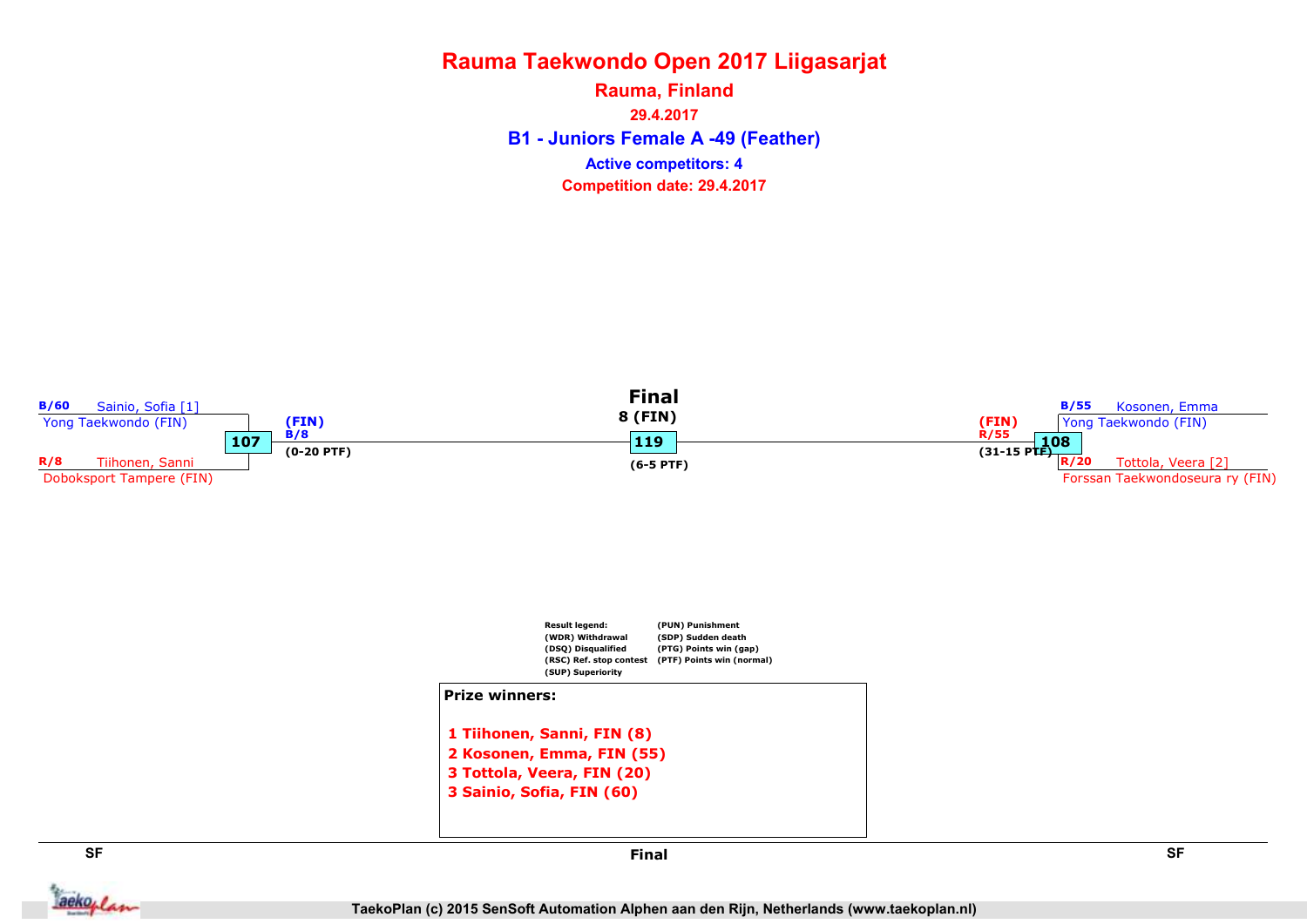# Rauma Taekwondo Open 2017 Liigasarjat

## Rauma, Finland

29.4.2017

## B1 - Juniors Female A -49 (Feather)

Active competitors: 4

Competition date: 29.4.2017

### SF

B/60 Sainio, Sofia [1]
Yong Taekwondo (FIN)

**107**

R/8 Tiihonen, Sanni
Dobokport Tampere (FIN)

(FIN)
B/8
(0-20 PTF)

### Final

8 (FIN)

**119**

(6-5 PTF)

### SF

B/55 Kosonen, Emma
Yong Taekwondo (FIN)

**108**

R/20 Tottola, Veera [2]
Forssan Taekwondoseura ry (FIN)

(FIN)
R/55
(31-15 PTF)

Result legend:
(WDR) Withdrawal
(DSQ) Disqualified
(RSC) Ref. stop contest
(SUP) Superiority
(PUN) Punishment
(SDP) Sudden death
(PTG) Points win (gap)
(PTF) Points win (normal)

**Prize winners:**

1 Tiihonen, Sanni, FIN (8)
2 Kosonen, Emma, FIN (55)
3 Tottola, Veera, FIN (20)
3 Sainio, Sofia, FIN (60)

TaekoPlan (c) 2015 SenSoft Automation Alphen aan den Rijn, Netherlands (www.taekoplan.nl)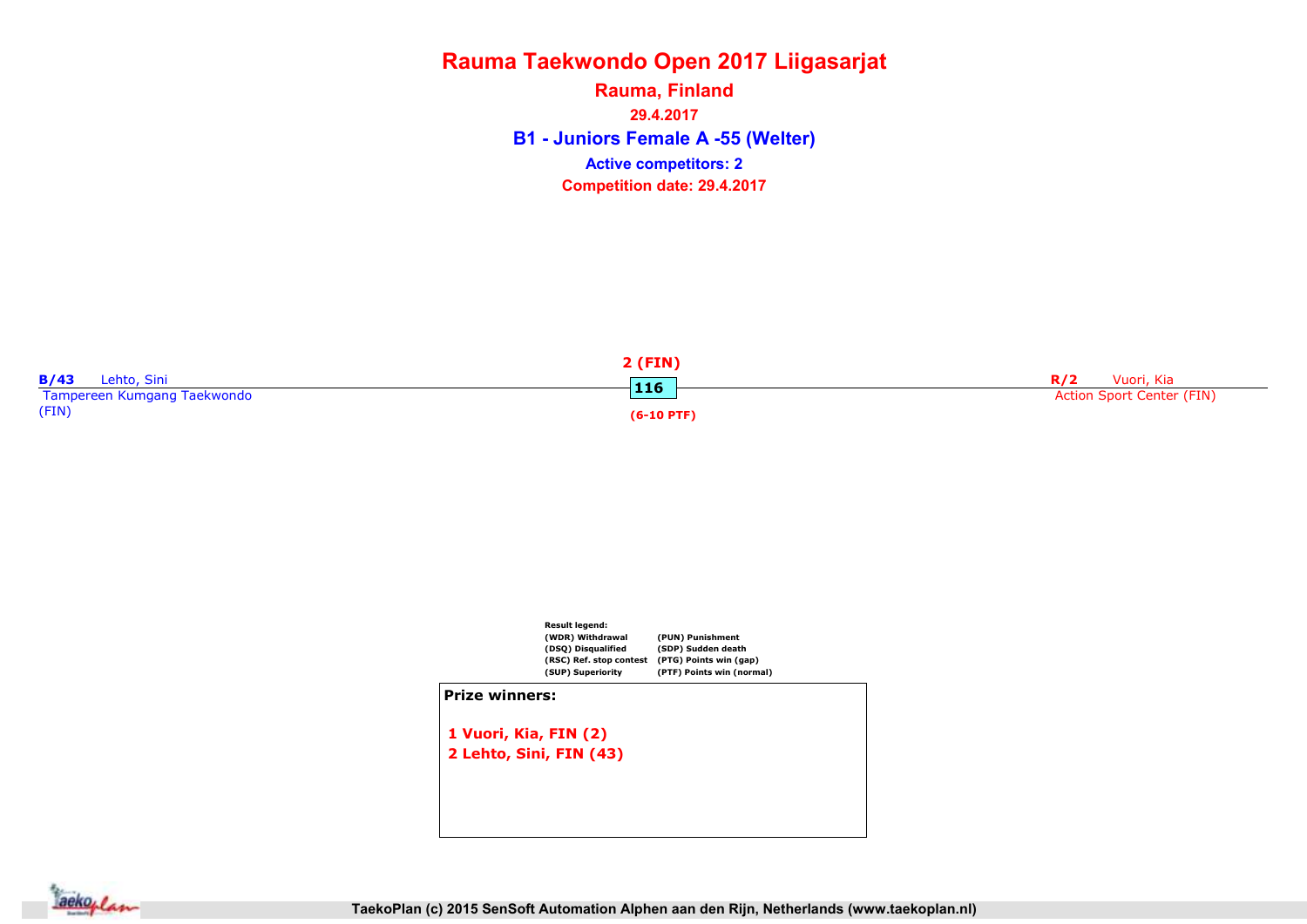# Rauma Taekwondo Open 2017 Liigasarjat

## Rauma, Finland

29.4.2017

## B1 - Juniors Female A -55 (Welter)

**Active competitors: 2**

**Competition date: 29.4.2017**

**B/43** Lehto, Sini
Tampereen Kumgang Taekwondo (FIN)

**2 (FIN)**

**116**

**(6-10 PTF)**

**R/2** Vuori, Kia
Action Sport Center (FIN)

**Result legend:**

| | |
|---|---|
| (WDR) Withdrawal | (PUN) Punishment |
| (DSQ) Disqualified | (SDP) Sudden death |
| (RSC) Ref. stop contest | (PTG) Points win (gap) |
| (SUP) Superiority | (PTF) Points win (normal) |

**Prize winners:**

1 Vuori, Kia, FIN (2)
2 Lehto, Sini, FIN (43)

TaekoPlan (c) 2015 SenSoft Automation Alphen aan den Rijn, Netherlands (www.taekoplan.nl)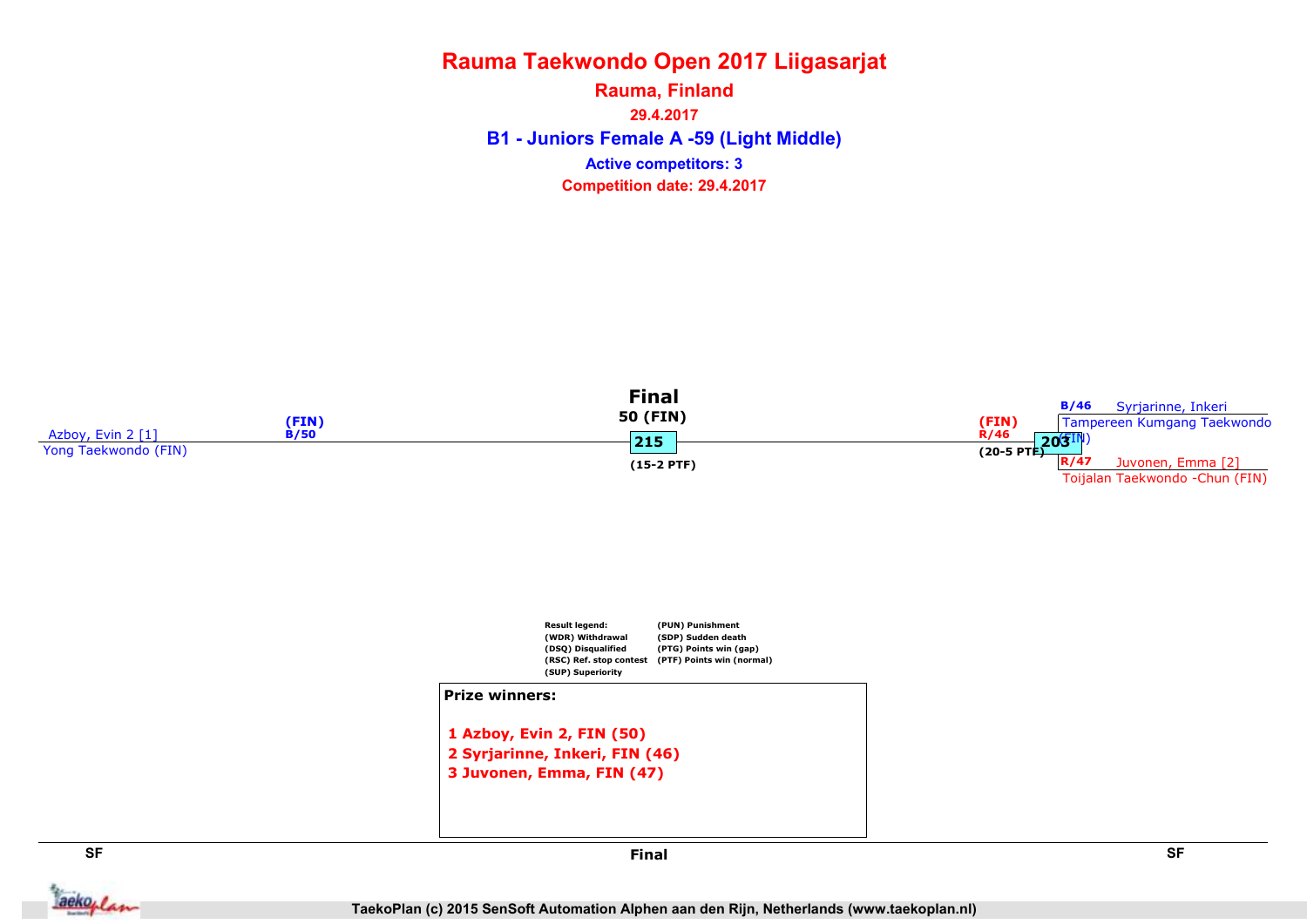# Rauma Taekwondo Open 2017 Liigasarjat

**Rauma, Finland**

**29.4.2017**

**B1 - Juniors Female A -59 (Light Middle)**

**Active competitors: 3**

**Competition date: 29.4.2017**

## Final

**50 (FIN)**

**215**

**(15-2 PTF)**

Azboy, Evin 2 [1]
Yong Taekwondo (FIN)
(FIN)
B/50

(FIN)
R/46
(20-5 PTF)
203

B/46 Syrjarinne, Inkeri
Tampereen Kumgang Taekwondo (FIN)

R/47 Juvonen, Emma [2]
Toijalan Taekwondo -Chun (FIN)

Result legend:
(WDR) Withdrawal
(DSQ) Disqualified
(RSC) Ref. stop contest
(SUP) Superiority
(PUN) Punishment
(SDP) Sudden death
(PTG) Points win (gap)
(PTF) Points win (normal)

**Prize winners:**

1 Azboy, Evin 2, FIN (50)
2 Syrjarinne, Inkeri, FIN (46)
3 Juvonen, Emma, FIN (47)

SF | Final | SF

TaekoPlan (c) 2015 SenSoft Automation Alphen aan den Rijn, Netherlands (www.taekoplan.nl)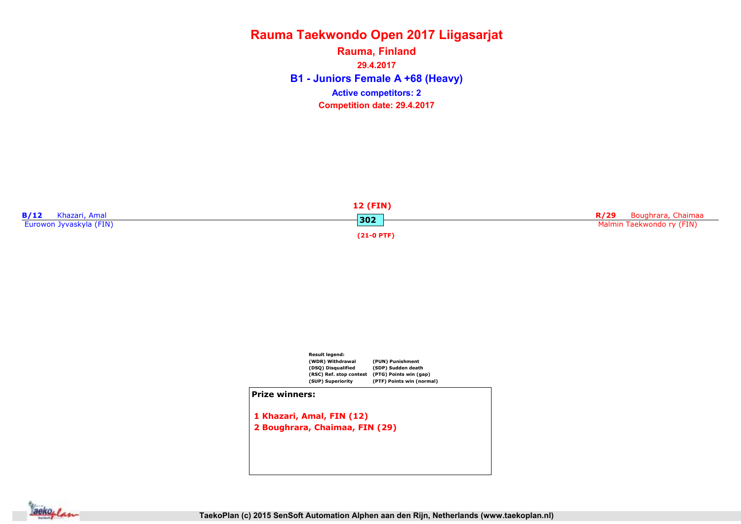# Rauma Taekwondo Open 2017 Liigasarjat

## Rauma, Finland

29.4.2017

## B1 - Juniors Female A +68 (Heavy)

**Active competitors: 2**

**Competition date: 29.4.2017**

**B/12** Khazari, Amal
Eurowon Jyvaskyla (FIN)

**12 (FIN)**
302
**(21-0 PTF)**

**R/29** Boughrara, Chaimaa
Malmin Taekwondo ry (FIN)

**Result legend:**

| | |
|---|---|
| (WDR) Withdrawal | (PUN) Punishment |
| (DSQ) Disqualified | (SDP) Sudden death |
| (RSC) Ref. stop contest | (PTG) Points win (gap) |
| (SUP) Superiority | (PTF) Points win (normal) |

**Prize winners:**

1 Khazari, Amal, FIN (12)
2 Boughrara, Chaimaa, FIN (29)

TaekoPlan (c) 2015 SenSoft Automation Alphen aan den Rijn, Netherlands (www.taekoplan.nl)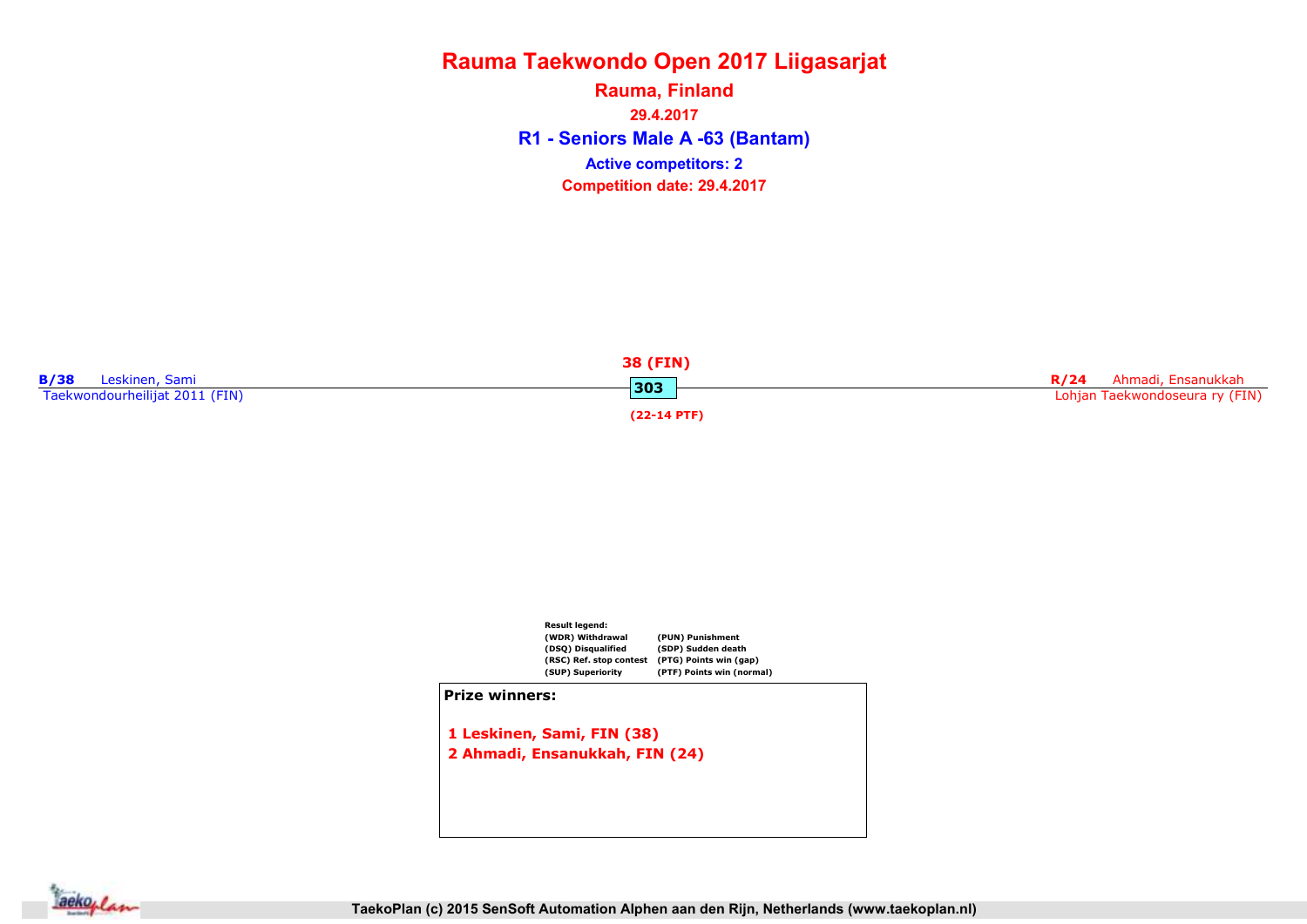# Rauma Taekwondo Open 2017 Liigasarjat

**Rauma, Finland**

**29.4.2017**

## R1 - Seniors Male A -63 (Bantam)

**Active competitors: 2**

**Competition date: 29.4.2017**

**B/38** Leskinen, Sami
Taekwondourheilijat 2011 (FIN)

**38 (FIN)**
**303**
**(22-14 PTF)**

**R/24** Ahmadi, Ensanukkah
Lohjan Taekwondoseura ry (FIN)

**Result legend:**

| | |
|---|---|
| (WDR) Withdrawal | (PUN) Punishment |
| (DSQ) Disqualified | (SDP) Sudden death |
| (RSC) Ref. stop contest | (PTG) Points win (gap) |
| (SUP) Superiority | (PTF) Points win (normal) |

**Prize winners:**

1 Leskinen, Sami, FIN (38)
2 Ahmadi, Ensanukkah, FIN (24)

TaekoPlan (c) 2015 SenSoft Automation Alphen aan den Rijn, Netherlands (www.taekoplan.nl)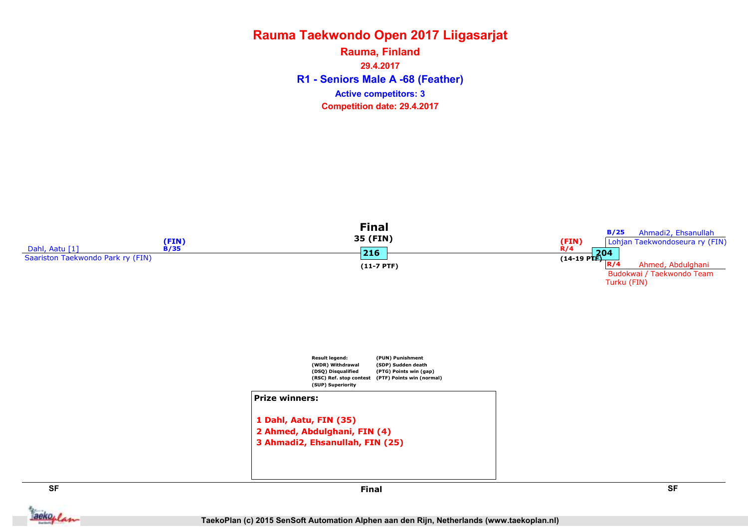# Rauma Taekwondo Open 2017 Liigasarjat

## Rauma, Finland

29.4.2017

### R1 - Seniors Male A -68 (Feather)

Active competitors: 3

Competition date: 29.4.2017

**Final**

35 (FIN)

216

(11-7 PTF)

Dahl, Aatu [1]
Saariston Taekwondo Park ry (FIN)
(FIN)
B/35

(FIN)
R/4
(14-19 PTF)

204

B/25 Ahmadi2, Ehsanullah
Lohjan Taekwondoseura ry (FIN)

R/4 Ahmed, Abdulghani
Budokwai / Taekwondo Team Turku (FIN)

Result legend:
(WDR) Withdrawal
(DSQ) Disqualified
(RSC) Ref. stop contest
(SUP) Superiority
(PUN) Punishment
(SDP) Sudden death
(PTG) Points win (gap)
(PTF) Points win (normal)

**Prize winners:**

1 Dahl, Aatu, FIN (35)
2 Ahmed, Abdulghani, FIN (4)
3 Ahmadi2, Ehsanullah, FIN (25)

SF | Final | SF

TaekoPlan (c) 2015 SenSoft Automation Alphen aan den Rijn, Netherlands (www.taekoplan.nl)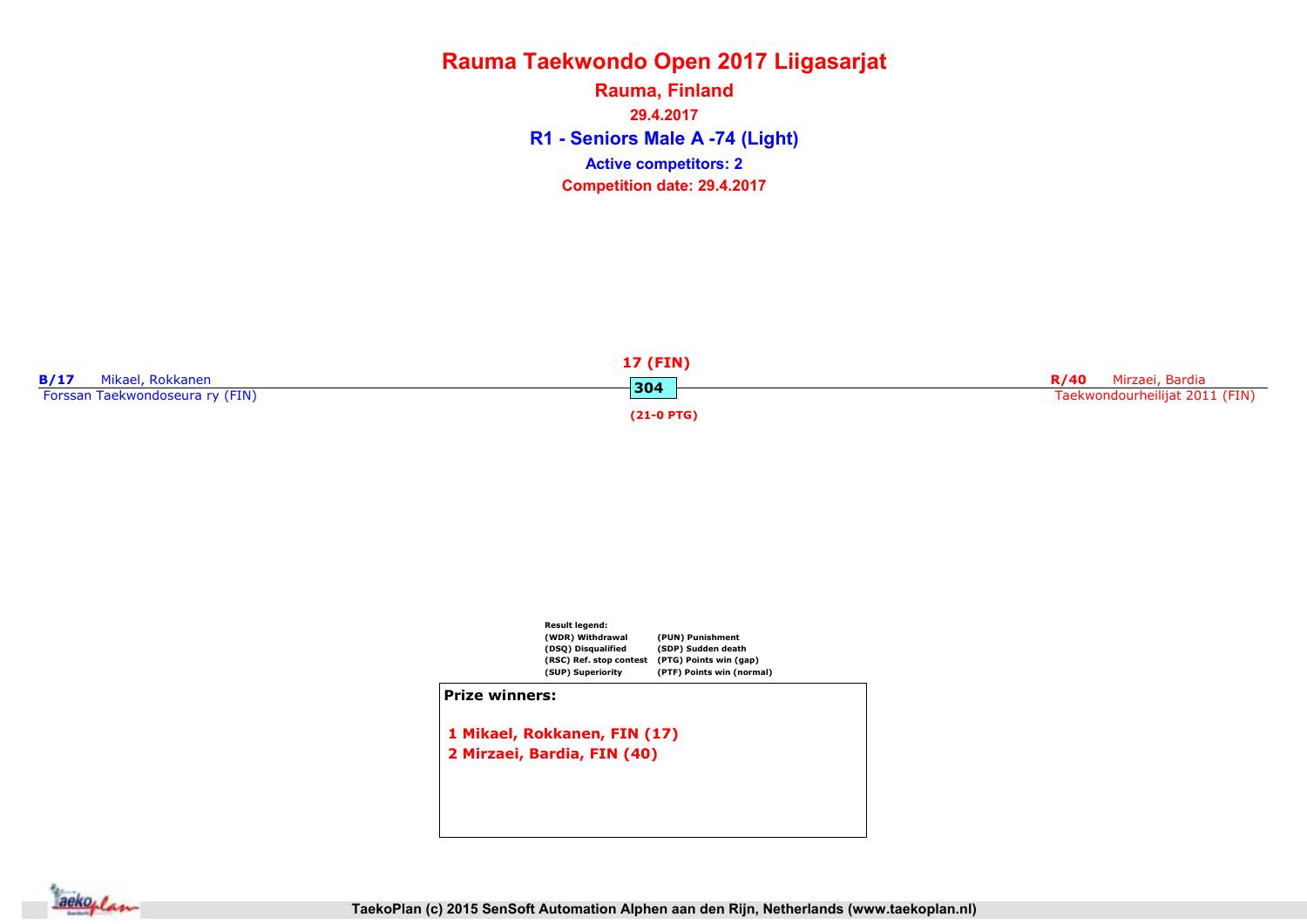# Rauma Taekwondo Open 2017 Liigasarjat

## Rauma, Finland

29.4.2017

## R1 - Seniors Male A -74 (Light)

**Active competitors: 2**

**Competition date: 29.4.2017**

**B/17** Mikael, Rokkanen
Forssan Taekwondoseura ry (FIN)

**17 (FIN)**
**304**
**(21-0 PTG)**

**R/40** Mirzaei, Bardia
Taekwondourheilijat 2011 (FIN)

Result legend:

| | |
|---|---|
| (WDR) Withdrawal | (PUN) Punishment |
| (DSQ) Disqualified | (SDP) Sudden death |
| (RSC) Ref. stop contest | (PTG) Points win (gap) |
| (SUP) Superiority | (PTF) Points win (normal) |

**Prize winners:**

1 Mikael, Rokkanen, FIN (17)
2 Mirzaei, Bardia, FIN (40)

TaekoPlan (c) 2015 SenSoft Automation Alphen aan den Rijn, Netherlands (www.taekoplan.nl)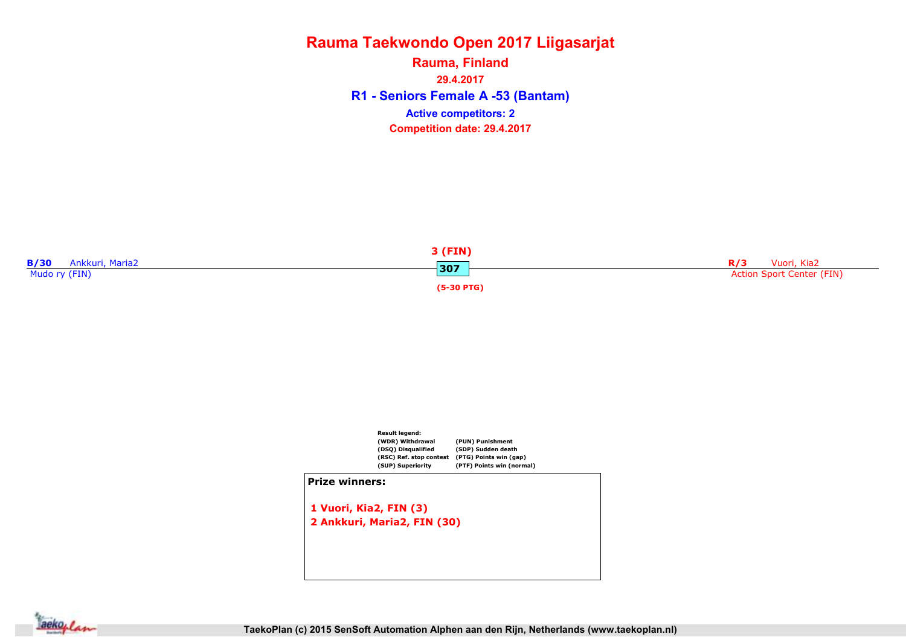# Rauma Taekwondo Open 2017 Liigasarjat

## Rauma, Finland

29.4.2017

## R1 - Seniors Female A -53 (Bantam)

**Active competitors: 2**

**Competition date: 29.4.2017**

**B/30** Ankkuri, Maria2
Mudo ry (FIN)

**3 (FIN)**
**307**
**(5-30 PTG)**

**R/3** Vuori, Kia2
Action Sport Center (FIN)

**Result legend:**

| | |
|---|---|
| (WDR) Withdrawal | (PUN) Punishment |
| (DSQ) Disqualified | (SDP) Sudden death |
| (RSC) Ref. stop contest | (PTG) Points win (gap) |
| (SUP) Superiority | (PTF) Points win (normal) |

**Prize winners:**

1 Vuori, Kia2, FIN (3)
2 Ankkuri, Maria2, FIN (30)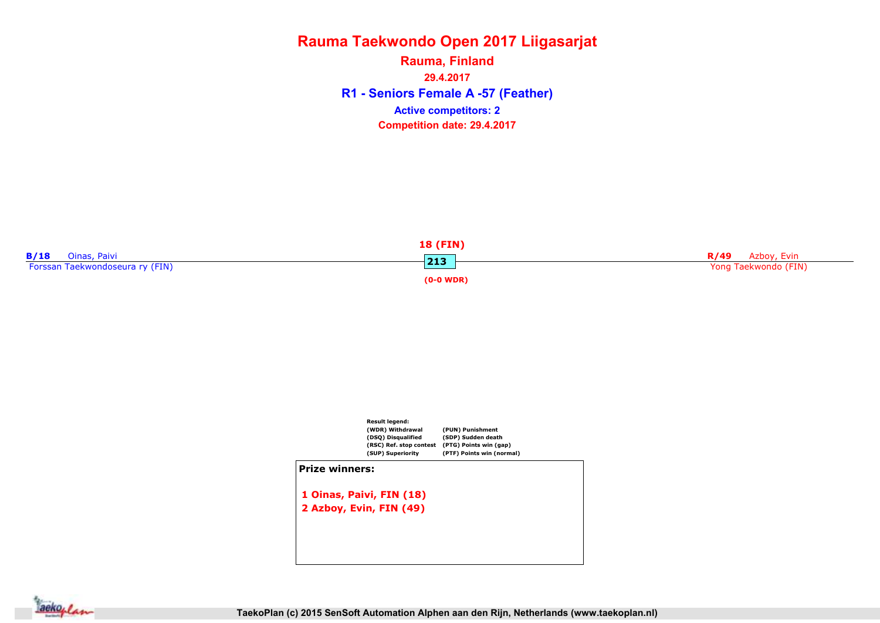# Rauma Taekwondo Open 2017 Liigasarjat

## Rauma, Finland

**29.4.2017**

## R1 - Seniors Female A -57 (Feather)

**Active competitors: 2**

**Competition date: 29.4.2017**

**B/18** Oinas, Paivi
Forssan Taekwondoseura ry (FIN)

**18 (FIN)**
**213**
**(0-0 WDR)**

**R/49** Azboy, Evin
Yong Taekwondo (FIN)

**Result legend:**

| | |
|---|---|
| (WDR) Withdrawal | (PUN) Punishment |
| (DSQ) Disqualified | (SDP) Sudden death |
| (RSC) Ref. stop contest | (PTG) Points win (gap) |
| (SUP) Superiority | (PTF) Points win (normal) |

**Prize winners:**

1 Oinas, Paivi, FIN (18)
2 Azboy, Evin, FIN (49)

TaekoPlan (c) 2015 SenSoft Automation Alphen aan den Rijn, Netherlands (www.taekoplan.nl)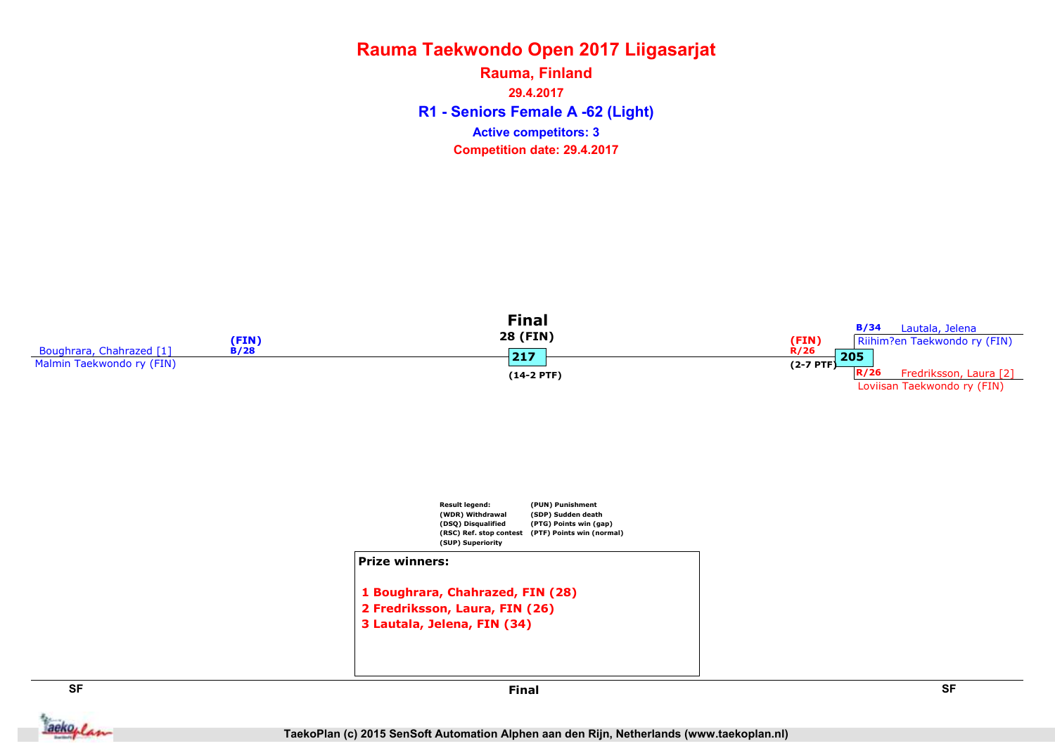# Rauma Taekwondo Open 2017 Liigasarjat

**Rauma, Finland**

**29.4.2017**

**R1 - Seniors Female A -62 (Light)**

**Active competitors: 3**

**Competition date: 29.4.2017**

**Final**

28 (FIN)

217

(14-2 PTF)

Boughrara, Chahrazed [1]
Malmin Taekwondo ry (FIN)
(FIN)
B/28

(FIN)
R/26
(2-7 PTF)
205

B/34 Lautala, Jelena
Riihim?en Taekwondo ry (FIN)

R/26 Fredriksson, Laura [2]
Loviisan Taekwondo ry (FIN)

Result legend:
(WDR) Withdrawal
(DSQ) Disqualified
(RSC) Ref. stop contest
(SUP) Superiority
(PUN) Punishment
(SDP) Sudden death
(PTG) Points win (gap)
(PTF) Points win (normal)

**Prize winners:**

1 Boughrara, Chahrazed, FIN (28)
2 Fredriksson, Laura, FIN (26)
3 Lautala, Jelena, FIN (34)

SF | Final | SF

TaekoPlan (c) 2015 SenSoft Automation Alphen aan den Rijn, Netherlands (www.taekoplan.nl)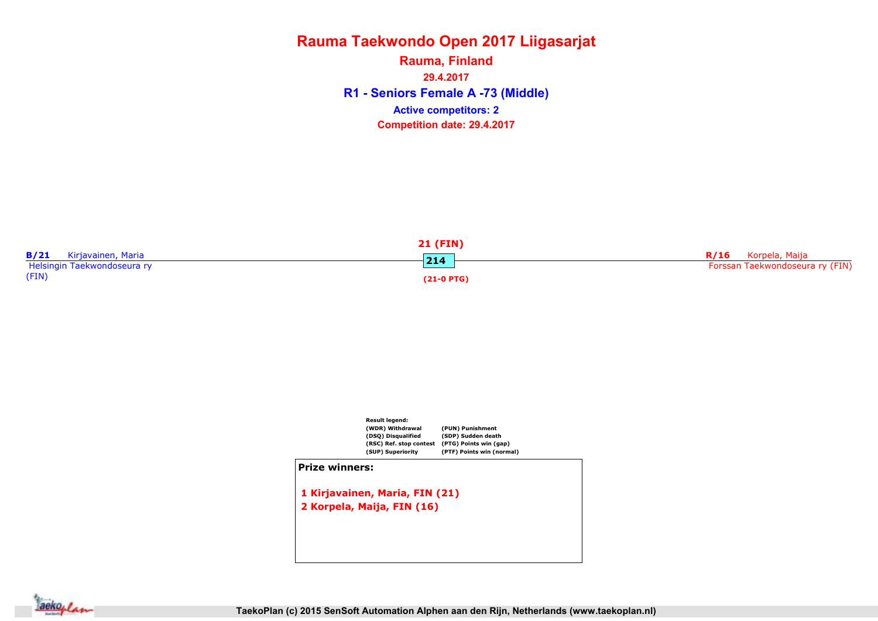# Rauma Taekwondo Open 2017 Liigasarjat

## Rauma, Finland

29.4.2017

### R1 - Seniors Female A -73 (Middle)

Active competitors: 2

Competition date: 29.4.2017

B/21 Kirjavainen, Maria
Helsingin Taekwondoseura ry (FIN)

21 (FIN)
214
(21-0 PTG)

R/16 Korpela, Maija
Forssan Taekwondoseura ry (FIN)

Result legend:
(WDR) Withdrawal (PUN) Punishment
(DSQ) Disqualified (SDP) Sudden death
(RSC) Ref. stop contest (PTG) Points win (gap)
(SUP) Superiority (PTF) Points win (normal)

**Prize winners:**

1 Kirjavainen, Maria, FIN (21)
2 Korpela, Maija, FIN (16)

TaekoPlan (c) 2015 SenSoft Automation Alphen aan den Rijn, Netherlands (www.taekoplan.nl)